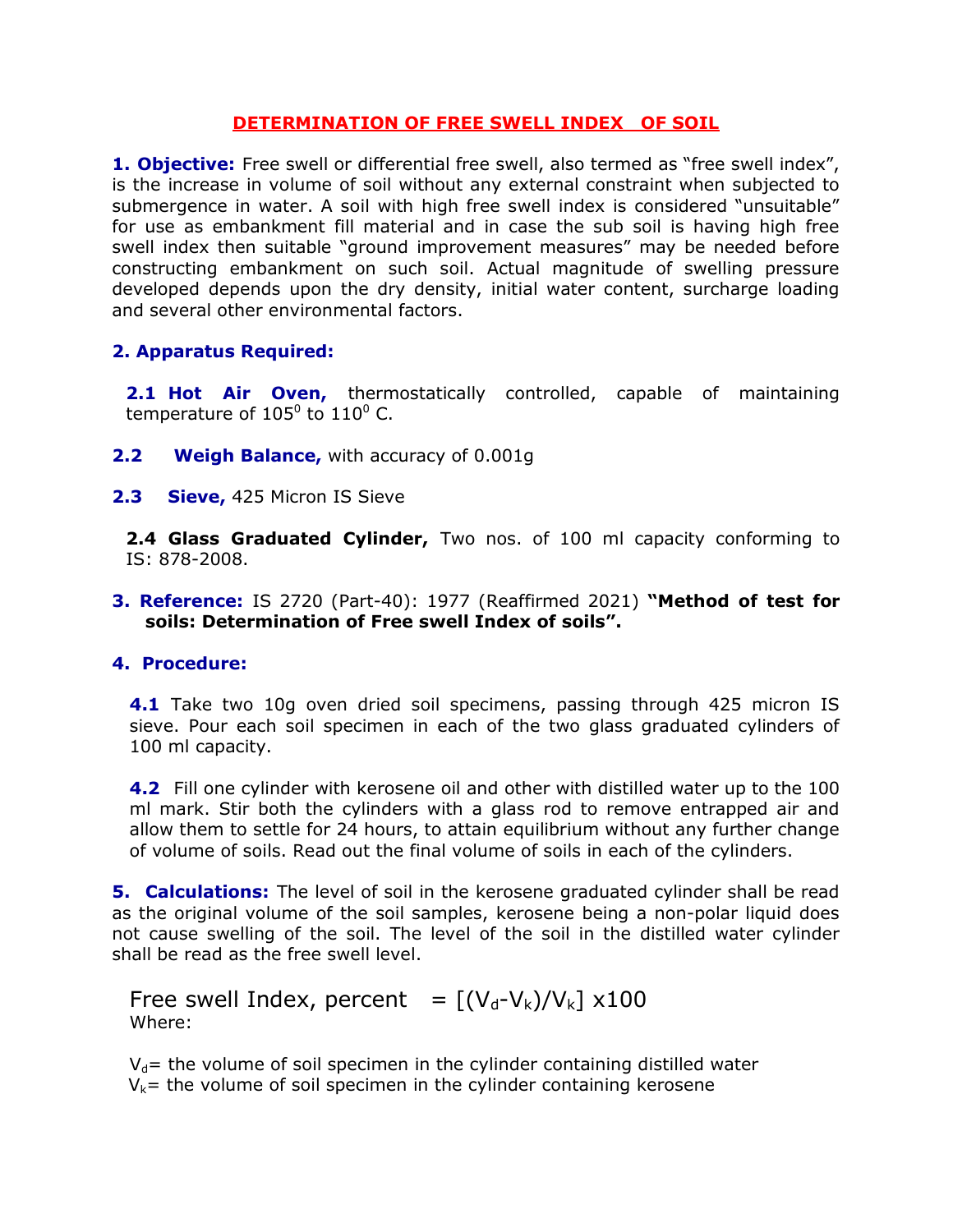# DETERMINATION OF FREE SWELL INDEX OF SOIL

**1. Objective:** Free swell or differential free swell, also termed as "free swell index", is the increase in volume of soil without any external constraint when subjected to submergence in water. A soil with high free swell index is considered "unsuitable" for use as embankment fill material and in case the sub soil is having high free swell index then suitable "ground improvement measures" may be needed before constructing embankment on such soil. Actual magnitude of swelling pressure developed depends upon the dry density, initial water content, surcharge loading and several other environmental factors.

**2. Apparatus Required:**

**2.1 Hot Air Oven,** thermostatically controlled, capable of maintaining temperature of $105^0$ to $110^0$ C.

**2.2 Weigh Balance,** with accuracy of 0.001g

**2.3 Sieve,** 425 Micron IS Sieve

**2.4 Glass Graduated Cylinder,** Two nos. of 100 ml capacity conforming to IS: 878-2008.

**3. Reference:** IS 2720 (Part-40): 1977 (Reaffirmed 2021) **"Method of test for soils: Determination of Free swell Index of soils".**

**4. Procedure:**

**4.1** Take two 10g oven dried soil specimens, passing through 425 micron IS sieve. Pour each soil specimen in each of the two glass graduated cylinders of 100 ml capacity.

**4.2** Fill one cylinder with kerosene oil and other with distilled water up to the 100 ml mark. Stir both the cylinders with a glass rod to remove entrapped air and allow them to settle for 24 hours, to attain equilibrium without any further change of volume of soils. Read out the final volume of soils in each of the cylinders.

**5. Calculations:** The level of soil in the kerosene graduated cylinder shall be read as the original volume of the soil samples, kerosene being a non-polar liquid does not cause swelling of the soil. The level of the soil in the distilled water cylinder shall be read as the free swell level.

$$\text{Free swell Index, percent} = [(V_d - V_k)/V_k] \times 100$$

Where:

$V_d$ = the volume of soil specimen in the cylinder containing distilled water
$V_k$ = the volume of soil specimen in the cylinder containing kerosene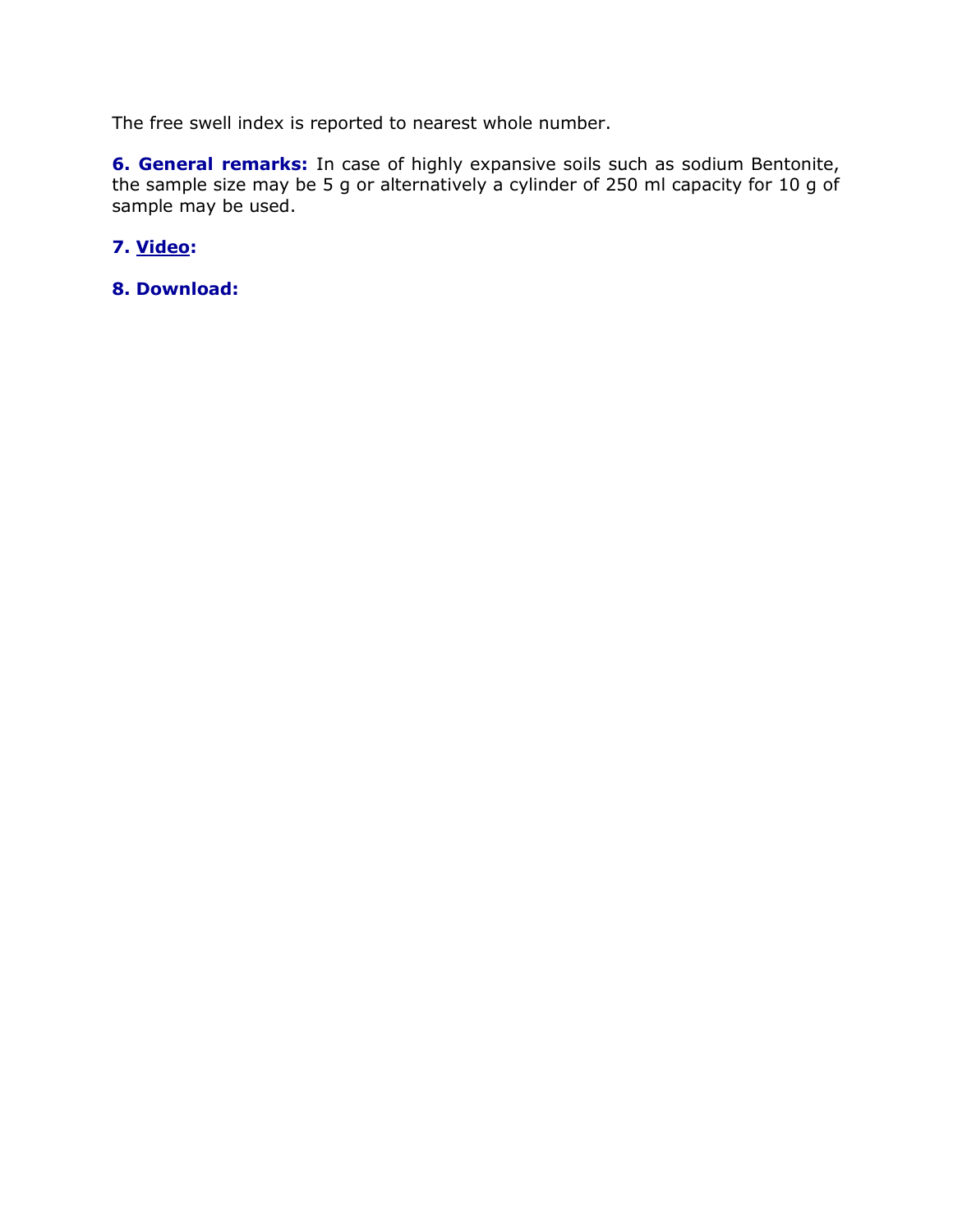The free swell index is reported to nearest whole number.

**6. General remarks:** In case of highly expansive soils such as sodium Bentonite, the sample size may be 5 g or alternatively a cylinder of 250 ml capacity for 10 g of sample may be used.

**7. Video:**

**8. Download:**